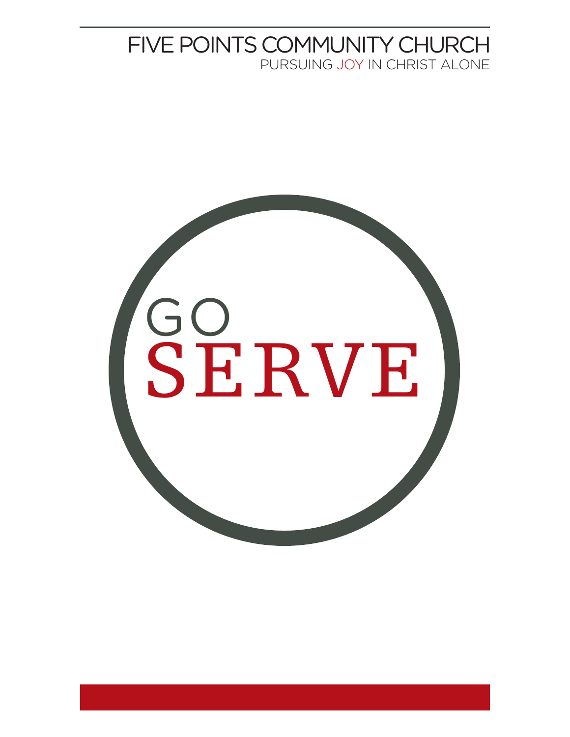# FIVE POINTS COMMUNITY CHURCH

PURSUING JOY IN CHRIST ALONE

# GO SERVE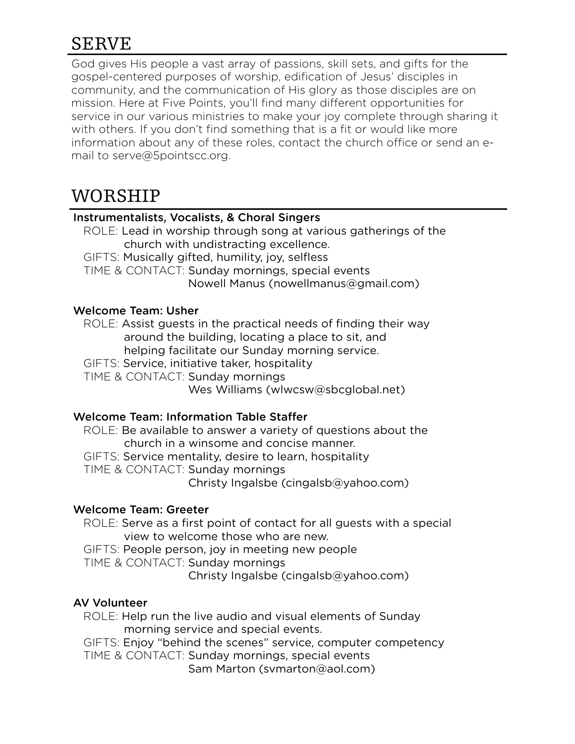# SERVE

God gives His people a vast array of passions, skill sets, and gifts for the gospel-centered purposes of worship, edification of Jesus' disciples in community, and the communication of His glory as those disciples are on mission. Here at Five Points, you'll find many different opportunities for service in our various ministries to make your joy complete through sharing it with others. If you don't find something that is a fit or would like more information about any of these roles, contact the church office or send an e-mail to serve@5pointscc.org.

# WORSHIP

### Instrumentalists, Vocalists, & Choral Singers

ROLE: Lead in worship through song at various gatherings of the church with undistracting excellence.
GIFTS: Musically gifted, humility, joy, selfless
TIME & CONTACT: Sunday mornings, special events
Nowell Manus (nowellmanus@gmail.com)

### Welcome Team: Usher

ROLE: Assist guests in the practical needs of finding their way around the building, locating a place to sit, and helping facilitate our Sunday morning service.
GIFTS: Service, initiative taker, hospitality
TIME & CONTACT: Sunday mornings
Wes Williams (wlwcsw@sbcglobal.net)

### Welcome Team: Information Table Staffer

ROLE: Be available to answer a variety of questions about the church in a winsome and concise manner.
GIFTS: Service mentality, desire to learn, hospitality
TIME & CONTACT: Sunday mornings
Christy Ingalsbe (cingalsb@yahoo.com)

### Welcome Team: Greeter

ROLE: Serve as a first point of contact for all guests with a special view to welcome those who are new.
GIFTS: People person, joy in meeting new people
TIME & CONTACT: Sunday mornings
Christy Ingalsbe (cingalsb@yahoo.com)

### AV Volunteer

ROLE: Help run the live audio and visual elements of Sunday morning service and special events.
GIFTS: Enjoy "behind the scenes" service, computer competency
TIME & CONTACT: Sunday mornings, special events
Sam Marton (svmarton@aol.com)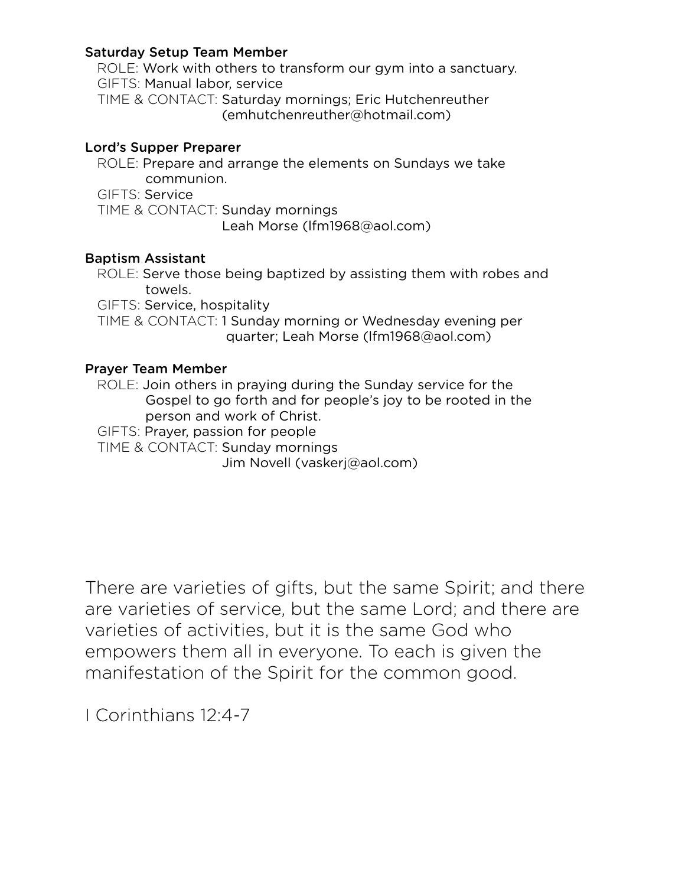**Saturday Setup Team Member**

ROLE: Work with others to transform our gym into a sanctuary.
GIFTS: Manual labor, service
TIME & CONTACT: Saturday mornings; Eric Hutchenreuther (emhutchenreuther@hotmail.com)

**Lord's Supper Preparer**

ROLE: Prepare and arrange the elements on Sundays we take communion.
GIFTS: Service
TIME & CONTACT: Sunday mornings
Leah Morse (lfm1968@aol.com)

**Baptism Assistant**

ROLE: Serve those being baptized by assisting them with robes and towels.
GIFTS: Service, hospitality
TIME & CONTACT: 1 Sunday morning or Wednesday evening per quarter; Leah Morse (lfm1968@aol.com)

**Prayer Team Member**

ROLE: Join others in praying during the Sunday service for the Gospel to go forth and for people's joy to be rooted in the person and work of Christ.
GIFTS: Prayer, passion for people
TIME & CONTACT: Sunday mornings
Jim Novell (vaskerj@aol.com)

There are varieties of gifts, but the same Spirit; and there are varieties of service, but the same Lord; and there are varieties of activities, but it is the same God who empowers them all in everyone. To each is given the manifestation of the Spirit for the common good.

I Corinthians 12:4-7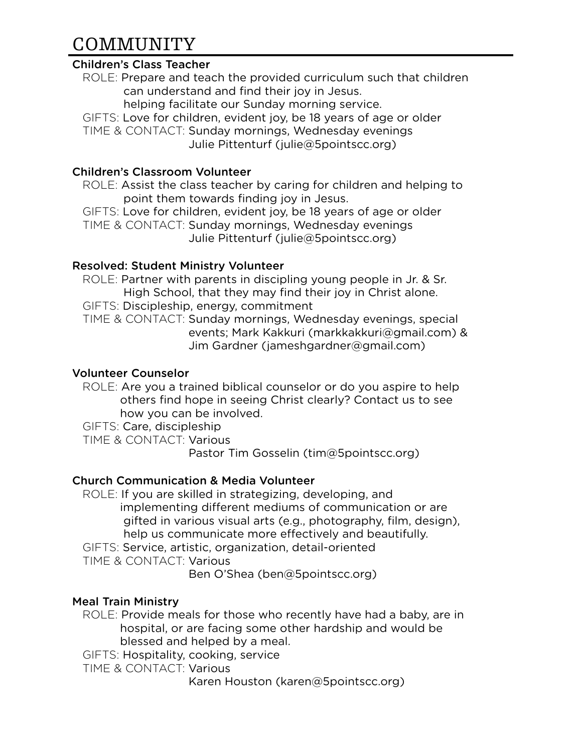# COMMUNITY

**Children's Class Teacher**

ROLE: Prepare and teach the provided curriculum such that children can understand and find their joy in Jesus. helping facilitate our Sunday morning service.

GIFTS: Love for children, evident joy, be 18 years of age or older

TIME & CONTACT: Sunday mornings, Wednesday evenings
Julie Pittenturf (julie@5pointscc.org)

**Children's Classroom Volunteer**

ROLE: Assist the class teacher by caring for children and helping to point them towards finding joy in Jesus.

GIFTS: Love for children, evident joy, be 18 years of age or older

TIME & CONTACT: Sunday mornings, Wednesday evenings
Julie Pittenturf (julie@5pointscc.org)

**Resolved: Student Ministry Volunteer**

ROLE: Partner with parents in discipling young people in Jr. & Sr. High School, that they may find their joy in Christ alone.

GIFTS: Discipleship, energy, commitment

TIME & CONTACT: Sunday mornings, Wednesday evenings, special events; Mark Kakkuri (markkakkuri@gmail.com) & Jim Gardner (jameshgardner@gmail.com)

**Volunteer Counselor**

ROLE: Are you a trained biblical counselor or do you aspire to help others find hope in seeing Christ clearly? Contact us to see how you can be involved.

GIFTS: Care, discipleship

TIME & CONTACT: Various
Pastor Tim Gosselin (tim@5pointscc.org)

**Church Communication & Media Volunteer**

ROLE: If you are skilled in strategizing, developing, and implementing different mediums of communication or are gifted in various visual arts (e.g., photography, film, design), help us communicate more effectively and beautifully.

GIFTS: Service, artistic, organization, detail-oriented

TIME & CONTACT: Various
Ben O'Shea (ben@5pointscc.org)

**Meal Train Ministry**

ROLE: Provide meals for those who recently have had a baby, are in hospital, or are facing some other hardship and would be blessed and helped by a meal.

GIFTS: Hospitality, cooking, service

TIME & CONTACT: Various
Karen Houston (karen@5pointscc.org)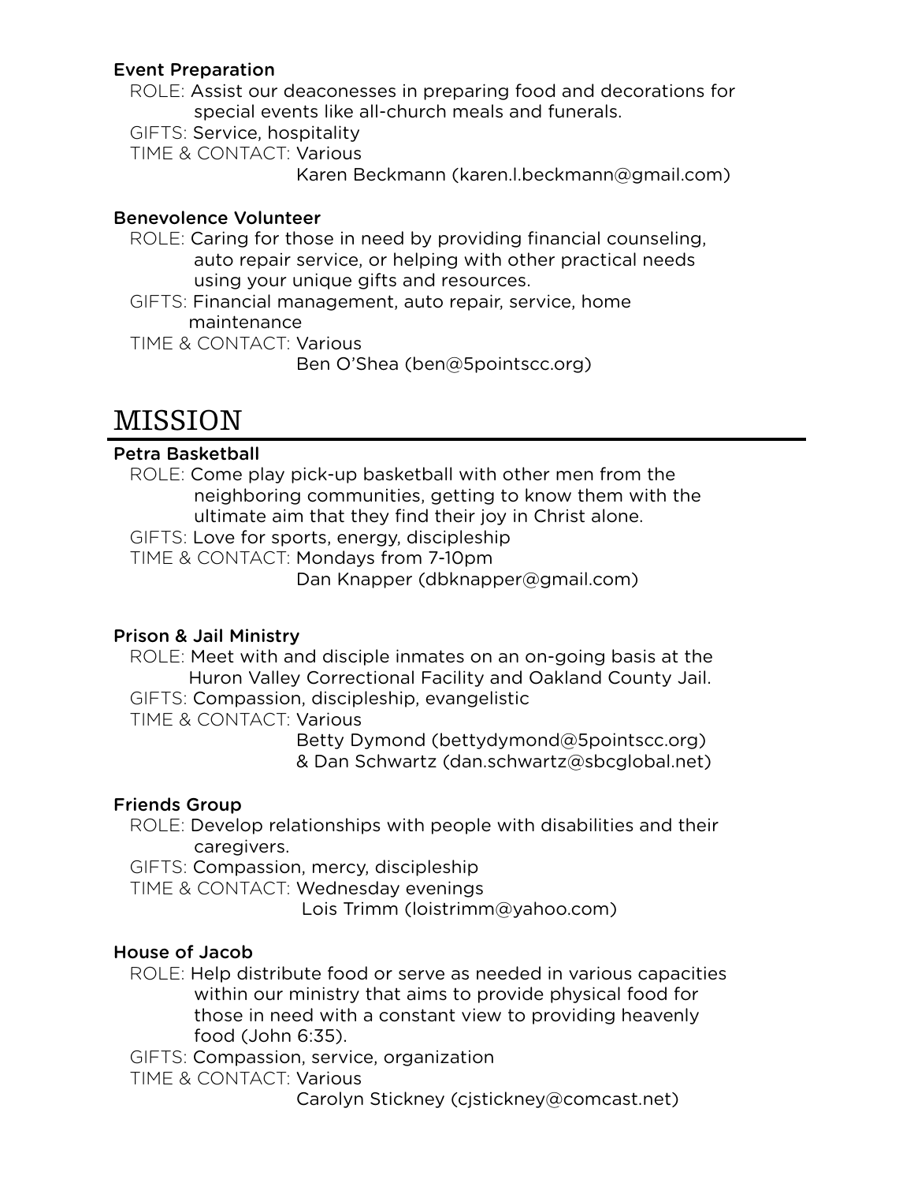### Event Preparation

ROLE: Assist our deaconesses in preparing food and decorations for special events like all-church meals and funerals.
GIFTS: Service, hospitality
TIME & CONTACT: Various
Karen Beckmann (karen.l.beckmann@gmail.com)

### Benevolence Volunteer

ROLE: Caring for those in need by providing financial counseling, auto repair service, or helping with other practical needs using your unique gifts and resources.
GIFTS: Financial management, auto repair, service, home maintenance
TIME & CONTACT: Various
Ben O'Shea (ben@5pointscc.org)

## MISSION

### Petra Basketball

ROLE: Come play pick-up basketball with other men from the neighboring communities, getting to know them with the ultimate aim that they find their joy in Christ alone.
GIFTS: Love for sports, energy, discipleship
TIME & CONTACT: Mondays from 7-10pm
Dan Knapper (dbknapper@gmail.com)

### Prison & Jail Ministry

ROLE: Meet with and disciple inmates on an on-going basis at the Huron Valley Correctional Facility and Oakland County Jail.
GIFTS: Compassion, discipleship, evangelistic
TIME & CONTACT: Various
Betty Dymond (bettydymond@5pointscc.org)
& Dan Schwartz (dan.schwartz@sbcglobal.net)

### Friends Group

ROLE: Develop relationships with people with disabilities and their caregivers.
GIFTS: Compassion, mercy, discipleship
TIME & CONTACT: Wednesday evenings
Lois Trimm (loistrimm@yahoo.com)

### House of Jacob

ROLE: Help distribute food or serve as needed in various capacities within our ministry that aims to provide physical food for those in need with a constant view to providing heavenly food (John 6:35).
GIFTS: Compassion, service, organization
TIME & CONTACT: Various
Carolyn Stickney (cjstickney@comcast.net)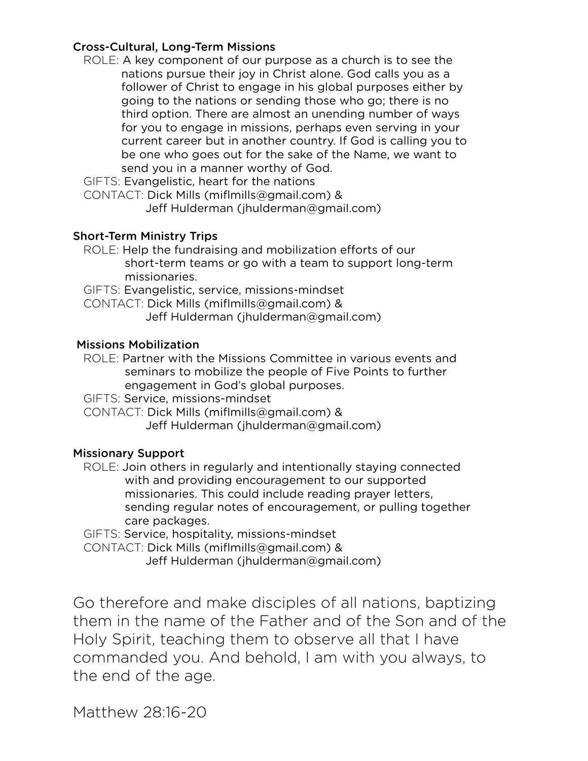### Cross-Cultural, Long-Term Missions

ROLE: A key component of our purpose as a church is to see the nations pursue their joy in Christ alone. God calls you as a follower of Christ to engage in his global purposes either by going to the nations or sending those who go; there is no third option. There are almost an unending number of ways for you to engage in missions, perhaps even serving in your current career but in another country. If God is calling you to be one who goes out for the sake of the Name, we want to send you in a manner worthy of God.

GIFTS: Evangelistic, heart for the nations

CONTACT: Dick Mills (miflmills@gmail.com) & Jeff Hulderman (jhulderman@gmail.com)

### Short-Term Ministry Trips

ROLE: Help the fundraising and mobilization efforts of our short-term teams or go with a team to support long-term missionaries.

GIFTS: Evangelistic, service, missions-mindset

CONTACT: Dick Mills (miflmills@gmail.com) & Jeff Hulderman (jhulderman@gmail.com)

### Missions Mobilization

ROLE: Partner with the Missions Committee in various events and seminars to mobilize the people of Five Points to further engagement in God's global purposes.

GIFTS: Service, missions-mindset

CONTACT: Dick Mills (miflmills@gmail.com) & Jeff Hulderman (jhulderman@gmail.com)

### Missionary Support

ROLE: Join others in regularly and intentionally staying connected with and providing encouragement to our supported missionaries. This could include reading prayer letters, sending regular notes of encouragement, or pulling together care packages.

GIFTS: Service, hospitality, missions-mindset

CONTACT: Dick Mills (miflmills@gmail.com) & Jeff Hulderman (jhulderman@gmail.com)

Go therefore and make disciples of all nations, baptizing them in the name of the Father and of the Son and of the Holy Spirit, teaching them to observe all that I have commanded you. And behold, I am with you always, to the end of the age.

Matthew 28:16-20